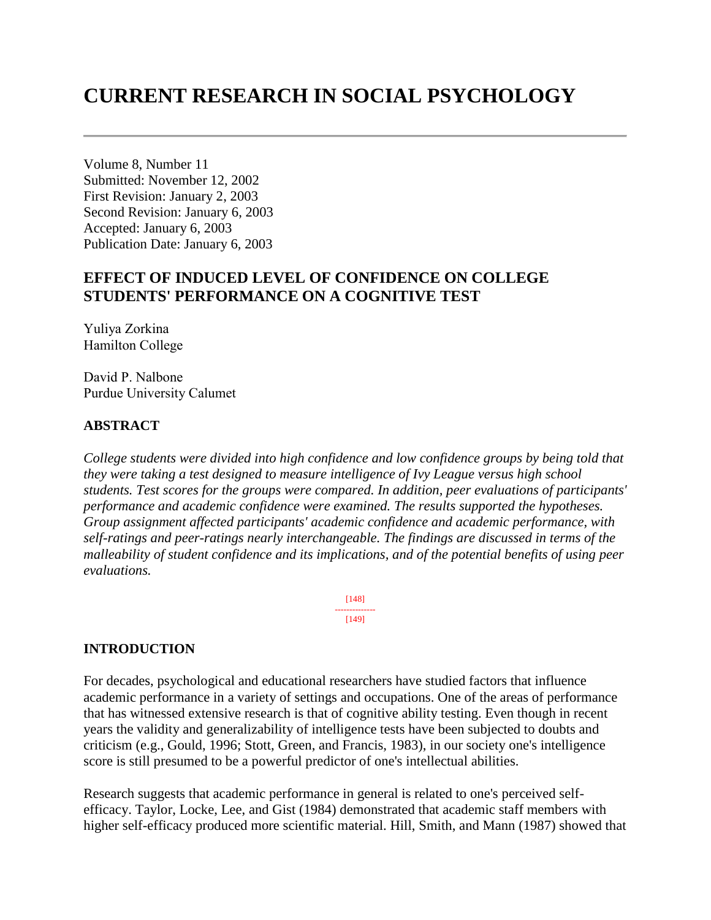# CURRENT RESEARCH IN SOCIAL PSYCHOLOGY

Volume 8, Number 11
Submitted: November 12, 2002
First Revision: January 2, 2003
Second Revision: January 6, 2003
Accepted: January 6, 2003
Publication Date: January 6, 2003

## EFFECT OF INDUCED LEVEL OF CONFIDENCE ON COLLEGE STUDENTS' PERFORMANCE ON A COGNITIVE TEST

Yuliya Zorkina
Hamilton College

David P. Nalbone
Purdue University Calumet

### ABSTRACT

*College students were divided into high confidence and low confidence groups by being told that they were taking a test designed to measure intelligence of Ivy League versus high school students. Test scores for the groups were compared. In addition, peer evaluations of participants' performance and academic confidence were examined. The results supported the hypotheses. Group assignment affected participants' academic confidence and academic performance, with self-ratings and peer-ratings nearly interchangeable. The findings are discussed in terms of the malleability of student confidence and its implications, and of the potential benefits of using peer evaluations.*

[148]
--------------
[149]

### INTRODUCTION

For decades, psychological and educational researchers have studied factors that influence academic performance in a variety of settings and occupations. One of the areas of performance that has witnessed extensive research is that of cognitive ability testing. Even though in recent years the validity and generalizability of intelligence tests have been subjected to doubts and criticism (e.g., Gould, 1996; Stott, Green, and Francis, 1983), in our society one's intelligence score is still presumed to be a powerful predictor of one's intellectual abilities.

Research suggests that academic performance in general is related to one's perceived self-efficacy. Taylor, Locke, Lee, and Gist (1984) demonstrated that academic staff members with higher self-efficacy produced more scientific material. Hill, Smith, and Mann (1987) showed that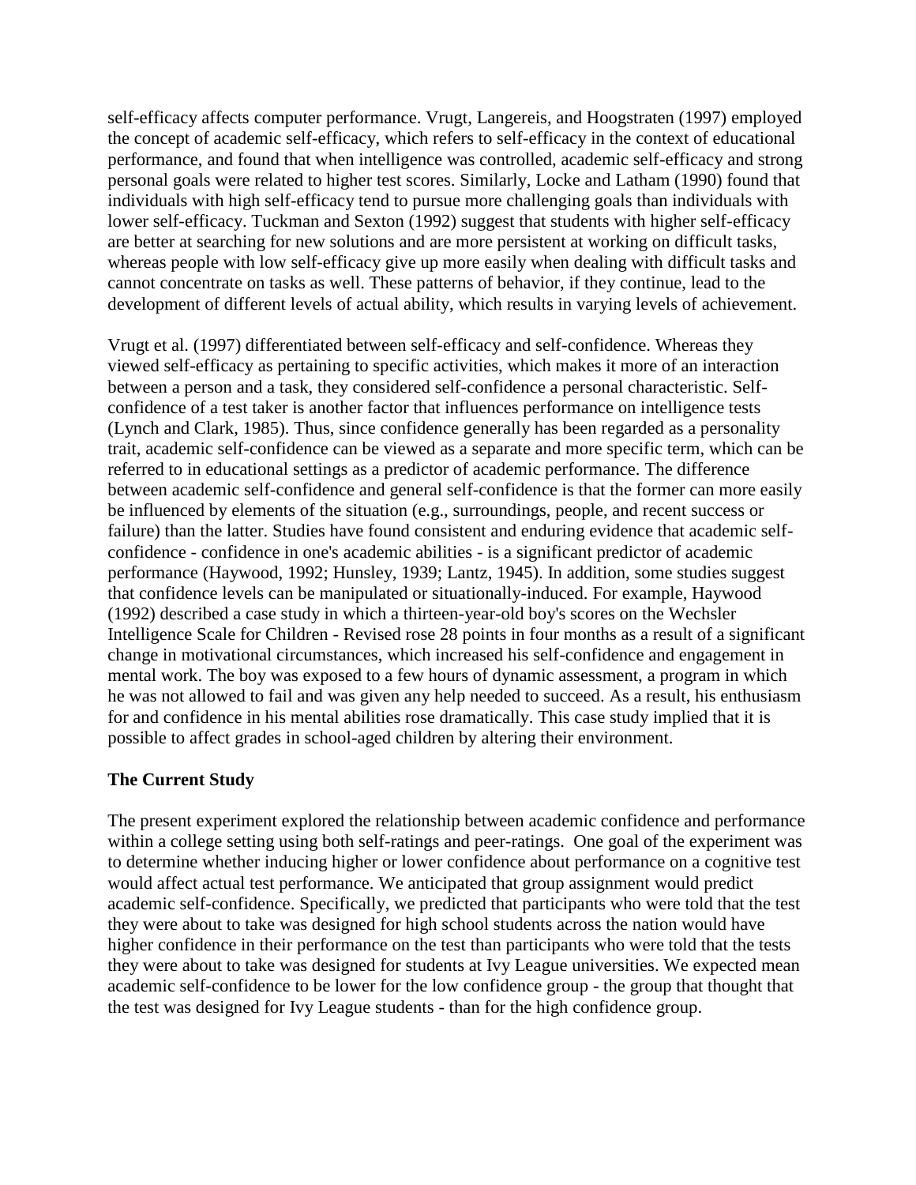self-efficacy affects computer performance. Vrugt, Langereis, and Hoogstraten (1997) employed the concept of academic self-efficacy, which refers to self-efficacy in the context of educational performance, and found that when intelligence was controlled, academic self-efficacy and strong personal goals were related to higher test scores. Similarly, Locke and Latham (1990) found that individuals with high self-efficacy tend to pursue more challenging goals than individuals with lower self-efficacy. Tuckman and Sexton (1992) suggest that students with higher self-efficacy are better at searching for new solutions and are more persistent at working on difficult tasks, whereas people with low self-efficacy give up more easily when dealing with difficult tasks and cannot concentrate on tasks as well. These patterns of behavior, if they continue, lead to the development of different levels of actual ability, which results in varying levels of achievement.

Vrugt et al. (1997) differentiated between self-efficacy and self-confidence. Whereas they viewed self-efficacy as pertaining to specific activities, which makes it more of an interaction between a person and a task, they considered self-confidence a personal characteristic. Self-confidence of a test taker is another factor that influences performance on intelligence tests (Lynch and Clark, 1985). Thus, since confidence generally has been regarded as a personality trait, academic self-confidence can be viewed as a separate and more specific term, which can be referred to in educational settings as a predictor of academic performance. The difference between academic self-confidence and general self-confidence is that the former can more easily be influenced by elements of the situation (e.g., surroundings, people, and recent success or failure) than the latter. Studies have found consistent and enduring evidence that academic self-confidence - confidence in one's academic abilities - is a significant predictor of academic performance (Haywood, 1992; Hunsley, 1939; Lantz, 1945). In addition, some studies suggest that confidence levels can be manipulated or situationally-induced. For example, Haywood (1992) described a case study in which a thirteen-year-old boy's scores on the Wechsler Intelligence Scale for Children - Revised rose 28 points in four months as a result of a significant change in motivational circumstances, which increased his self-confidence and engagement in mental work. The boy was exposed to a few hours of dynamic assessment, a program in which he was not allowed to fail and was given any help needed to succeed. As a result, his enthusiasm for and confidence in his mental abilities rose dramatically. This case study implied that it is possible to affect grades in school-aged children by altering their environment.

### The Current Study

The present experiment explored the relationship between academic confidence and performance within a college setting using both self-ratings and peer-ratings. One goal of the experiment was to determine whether inducing higher or lower confidence about performance on a cognitive test would affect actual test performance. We anticipated that group assignment would predict academic self-confidence. Specifically, we predicted that participants who were told that the test they were about to take was designed for high school students across the nation would have higher confidence in their performance on the test than participants who were told that the tests they were about to take was designed for students at Ivy League universities. We expected mean academic self-confidence to be lower for the low confidence group - the group that thought that the test was designed for Ivy League students - than for the high confidence group.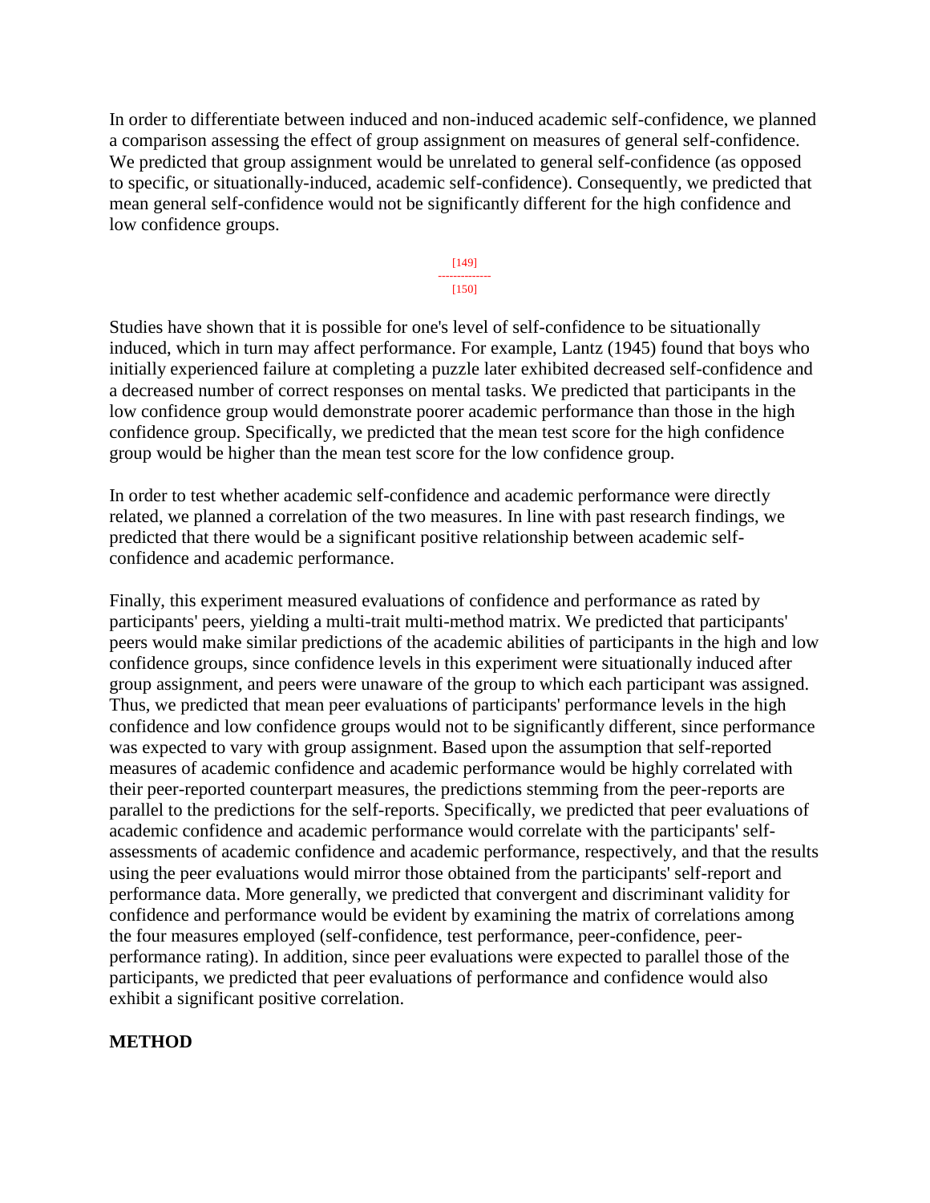In order to differentiate between induced and non-induced academic self-confidence, we planned a comparison assessing the effect of group assignment on measures of general self-confidence. We predicted that group assignment would be unrelated to general self-confidence (as opposed to specific, or situationally-induced, academic self-confidence). Consequently, we predicted that mean general self-confidence would not be significantly different for the high confidence and low confidence groups.

Studies have shown that it is possible for one's level of self-confidence to be situationally induced, which in turn may affect performance. For example, Lantz (1945) found that boys who initially experienced failure at completing a puzzle later exhibited decreased self-confidence and a decreased number of correct responses on mental tasks. We predicted that participants in the low confidence group would demonstrate poorer academic performance than those in the high confidence group. Specifically, we predicted that the mean test score for the high confidence group would be higher than the mean test score for the low confidence group.

In order to test whether academic self-confidence and academic performance were directly related, we planned a correlation of the two measures. In line with past research findings, we predicted that there would be a significant positive relationship between academic self-confidence and academic performance.

Finally, this experiment measured evaluations of confidence and performance as rated by participants' peers, yielding a multi-trait multi-method matrix. We predicted that participants' peers would make similar predictions of the academic abilities of participants in the high and low confidence groups, since confidence levels in this experiment were situationally induced after group assignment, and peers were unaware of the group to which each participant was assigned. Thus, we predicted that mean peer evaluations of participants' performance levels in the high confidence and low confidence groups would not to be significantly different, since performance was expected to vary with group assignment. Based upon the assumption that self-reported measures of academic confidence and academic performance would be highly correlated with their peer-reported counterpart measures, the predictions stemming from the peer-reports are parallel to the predictions for the self-reports. Specifically, we predicted that peer evaluations of academic confidence and academic performance would correlate with the participants' self-assessments of academic confidence and academic performance, respectively, and that the results using the peer evaluations would mirror those obtained from the participants' self-report and performance data. More generally, we predicted that convergent and discriminant validity for confidence and performance would be evident by examining the matrix of correlations among the four measures employed (self-confidence, test performance, peer-confidence, peer-performance rating). In addition, since peer evaluations were expected to parallel those of the participants, we predicted that peer evaluations of performance and confidence would also exhibit a significant positive correlation.

## METHOD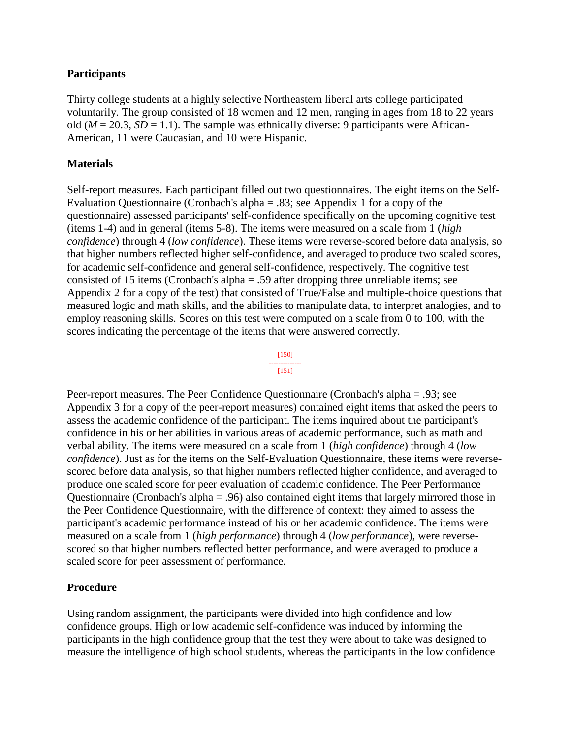**Participants**

Thirty college students at a highly selective Northeastern liberal arts college participated voluntarily. The group consisted of 18 women and 12 men, ranging in ages from 18 to 22 years old ($M = 20.3$, $SD = 1.1$). The sample was ethnically diverse: 9 participants were African-American, 11 were Caucasian, and 10 were Hispanic.

**Materials**

Self-report measures. Each participant filled out two questionnaires. The eight items on the Self-Evaluation Questionnaire (Cronbach's alpha = .83; see Appendix 1 for a copy of the questionnaire) assessed participants' self-confidence specifically on the upcoming cognitive test (items 1-4) and in general (items 5-8). The items were measured on a scale from 1 (*high confidence*) through 4 (*low confidence*). These items were reverse-scored before data analysis, so that higher numbers reflected higher self-confidence, and averaged to produce two scaled scores, for academic self-confidence and general self-confidence, respectively. The cognitive test consisted of 15 items (Cronbach's alpha = .59 after dropping three unreliable items; see Appendix 2 for a copy of the test) that consisted of True/False and multiple-choice questions that measured logic and math skills, and the abilities to manipulate data, to interpret analogies, and to employ reasoning skills. Scores on this test were computed on a scale from 0 to 100, with the scores indicating the percentage of the items that were answered correctly.

Peer-report measures. The Peer Confidence Questionnaire (Cronbach's alpha = .93; see Appendix 3 for a copy of the peer-report measures) contained eight items that asked the peers to assess the academic confidence of the participant. The items inquired about the participant's confidence in his or her abilities in various areas of academic performance, such as math and verbal ability. The items were measured on a scale from 1 (*high confidence*) through 4 (*low confidence*). Just as for the items on the Self-Evaluation Questionnaire, these items were reverse-scored before data analysis, so that higher numbers reflected higher confidence, and averaged to produce one scaled score for peer evaluation of academic confidence. The Peer Performance Questionnaire (Cronbach's alpha = .96) also contained eight items that largely mirrored those in the Peer Confidence Questionnaire, with the difference of context: they aimed to assess the participant's academic performance instead of his or her academic confidence. The items were measured on a scale from 1 (*high performance*) through 4 (*low performance*), were reverse-scored so that higher numbers reflected better performance, and were averaged to produce a scaled score for peer assessment of performance.

**Procedure**

Using random assignment, the participants were divided into high confidence and low confidence groups. High or low academic self-confidence was induced by informing the participants in the high confidence group that the test they were about to take was designed to measure the intelligence of high school students, whereas the participants in the low confidence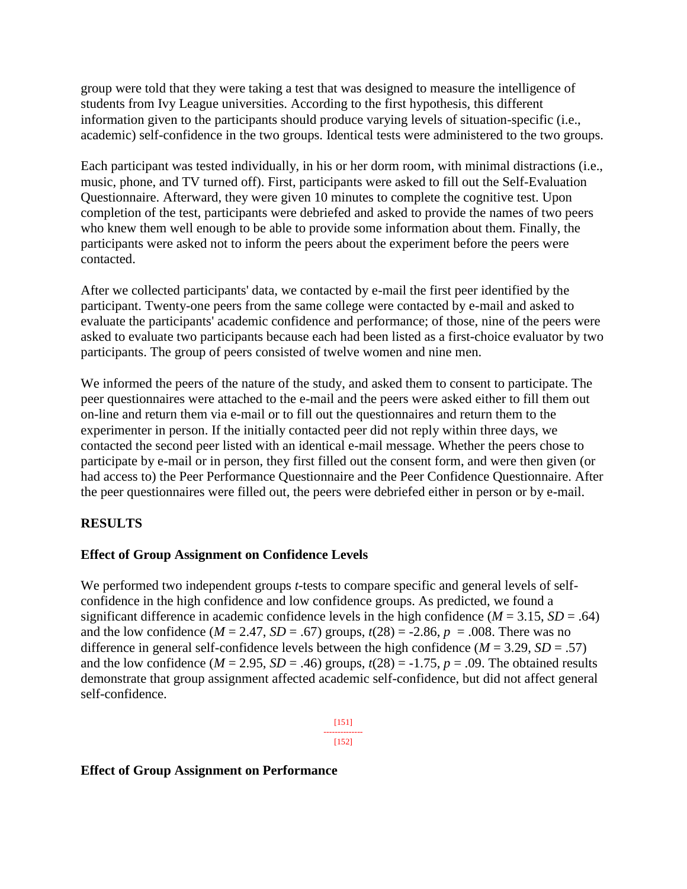group were told that they were taking a test that was designed to measure the intelligence of students from Ivy League universities. According to the first hypothesis, this different information given to the participants should produce varying levels of situation-specific (i.e., academic) self-confidence in the two groups. Identical tests were administered to the two groups.

Each participant was tested individually, in his or her dorm room, with minimal distractions (i.e., music, phone, and TV turned off). First, participants were asked to fill out the Self-Evaluation Questionnaire. Afterward, they were given 10 minutes to complete the cognitive test. Upon completion of the test, participants were debriefed and asked to provide the names of two peers who knew them well enough to be able to provide some information about them. Finally, the participants were asked not to inform the peers about the experiment before the peers were contacted.

After we collected participants' data, we contacted by e-mail the first peer identified by the participant. Twenty-one peers from the same college were contacted by e-mail and asked to evaluate the participants' academic confidence and performance; of those, nine of the peers were asked to evaluate two participants because each had been listed as a first-choice evaluator by two participants. The group of peers consisted of twelve women and nine men.

We informed the peers of the nature of the study, and asked them to consent to participate. The peer questionnaires were attached to the e-mail and the peers were asked either to fill them out on-line and return them via e-mail or to fill out the questionnaires and return them to the experimenter in person. If the initially contacted peer did not reply within three days, we contacted the second peer listed with an identical e-mail message. Whether the peers chose to participate by e-mail or in person, they first filled out the consent form, and were then given (or had access to) the Peer Performance Questionnaire and the Peer Confidence Questionnaire. After the peer questionnaires were filled out, the peers were debriefed either in person or by e-mail.

## RESULTS

### Effect of Group Assignment on Confidence Levels

We performed two independent groups *t*-tests to compare specific and general levels of self-confidence in the high confidence and low confidence groups. As predicted, we found a significant difference in academic confidence levels in the high confidence ($M = 3.15$, $SD = .64$) and the low confidence ($M = 2.47$, $SD = .67$) groups, $t(28) = -2.86$, $p = .008$. There was no difference in general self-confidence levels between the high confidence ($M = 3.29$, $SD = .57$) and the low confidence ($M = 2.95$, $SD = .46$) groups, $t(28) = -1.75$, $p = .09$. The obtained results demonstrate that group assignment affected academic self-confidence, but did not affect general self-confidence.

### Effect of Group Assignment on Performance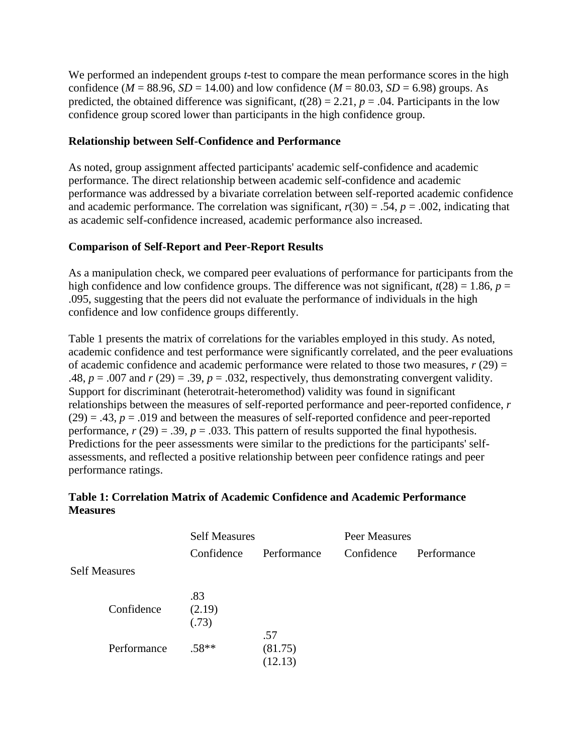We performed an independent groups *t*-test to compare the mean performance scores in the high confidence ($M$ = 88.96, $SD$ = 14.00) and low confidence ($M$ = 80.03, $SD$ = 6.98) groups. As predicted, the obtained difference was significant, $t(28) = 2.21$, $p = .04$. Participants in the low confidence group scored lower than participants in the high confidence group.

**Relationship between Self-Confidence and Performance**

As noted, group assignment affected participants' academic self-confidence and academic performance. The direct relationship between academic self-confidence and academic performance was addressed by a bivariate correlation between self-reported academic confidence and academic performance. The correlation was significant, $r(30) = .54$, $p = .002$, indicating that as academic self-confidence increased, academic performance also increased.

**Comparison of Self-Report and Peer-Report Results**

As a manipulation check, we compared peer evaluations of performance for participants from the high confidence and low confidence groups. The difference was not significant, $t(28) = 1.86$, $p = .095$, suggesting that the peers did not evaluate the performance of individuals in the high confidence and low confidence groups differently.

Table 1 presents the matrix of correlations for the variables employed in this study. As noted, academic confidence and test performance were significantly correlated, and the peer evaluations of academic confidence and academic performance were related to those two measures, $r\ (29) = .48$, $p = .007$ and $r\ (29) = .39$, $p = .032$, respectively, thus demonstrating convergent validity. Support for discriminant (heterotrait-heteromethod) validity was found in significant relationships between the measures of self-reported performance and peer-reported confidence, $r\ (29) = .43$, $p = .019$ and between the measures of self-reported confidence and peer-reported performance, $r\ (29) = .39$, $p = .033$. This pattern of results supported the final hypothesis. Predictions for the peer assessments were similar to the predictions for the participants' self-assessments, and reflected a positive relationship between peer confidence ratings and peer performance ratings.

**Table 1: Correlation Matrix of Academic Confidence and Academic Performance Measures**

| | Self Measures | | Peer Measures | |
|---|---|---|---|---|
| | Confidence | Performance | Confidence | Performance |
| Self Measures | | | | |
| Confidence | .83 (2.19) (.73) | | | |
| Performance | .58** | .57 (81.75) (12.13) | | |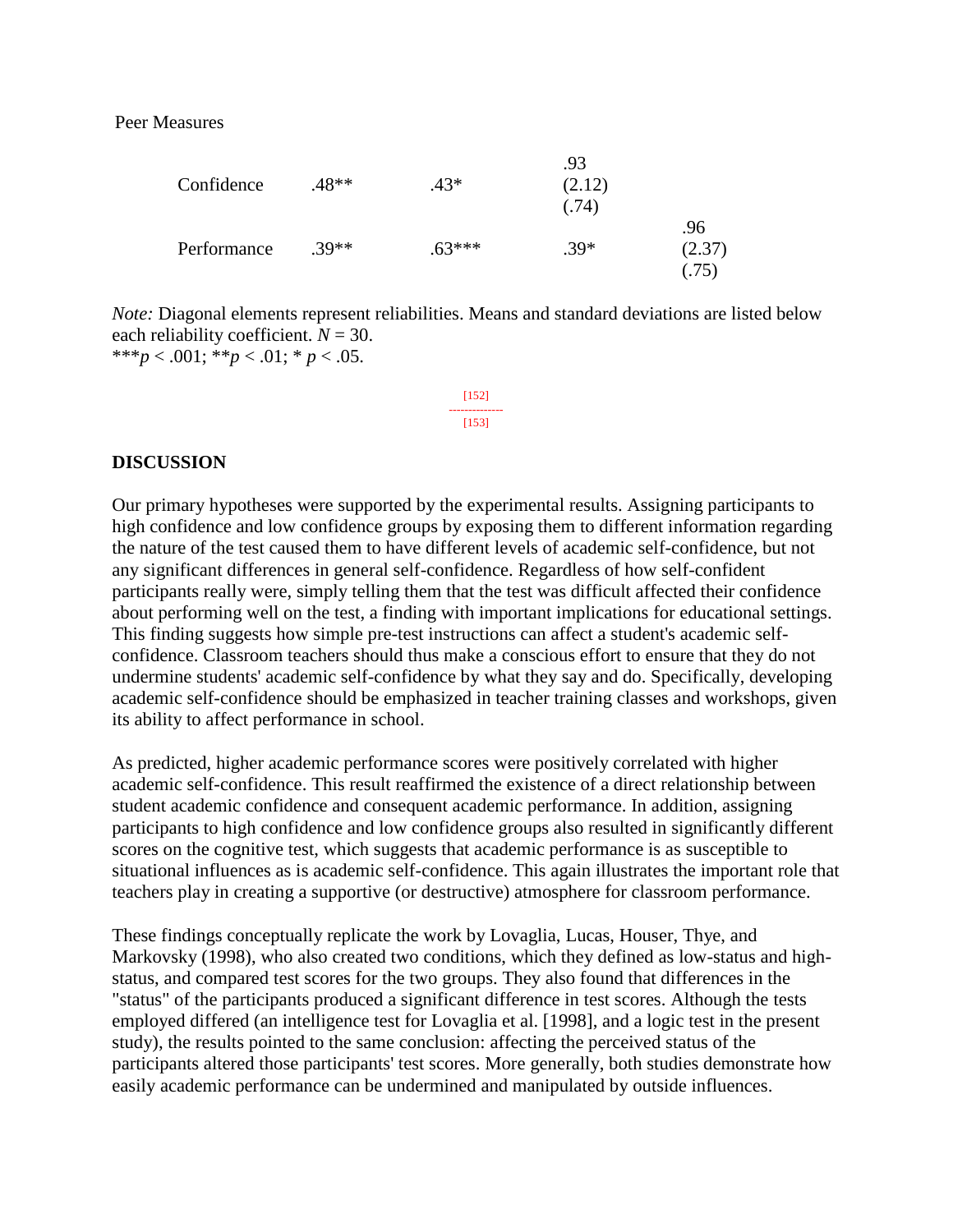Peer Measures

| | | | | |
|---|---|---|---|---|
| Confidence | .48** | .43* | .93<br>(2.12)<br>(.74) | |
| Performance | .39** | .63*** | .39* | .96<br>(2.37)<br>(.75) |

*Note:* Diagonal elements represent reliabilities. Means and standard deviations are listed below each reliability coefficient. $N = 30$.
*** $p < .001$; ** $p < .01$; * $p < .05$.

## DISCUSSION

Our primary hypotheses were supported by the experimental results. Assigning participants to high confidence and low confidence groups by exposing them to different information regarding the nature of the test caused them to have different levels of academic self-confidence, but not any significant differences in general self-confidence. Regardless of how self-confident participants really were, simply telling them that the test was difficult affected their confidence about performing well on the test, a finding with important implications for educational settings. This finding suggests how simple pre-test instructions can affect a student's academic self-confidence. Classroom teachers should thus make a conscious effort to ensure that they do not undermine students' academic self-confidence by what they say and do. Specifically, developing academic self-confidence should be emphasized in teacher training classes and workshops, given its ability to affect performance in school.

As predicted, higher academic performance scores were positively correlated with higher academic self-confidence. This result reaffirmed the existence of a direct relationship between student academic confidence and consequent academic performance. In addition, assigning participants to high confidence and low confidence groups also resulted in significantly different scores on the cognitive test, which suggests that academic performance is as susceptible to situational influences as is academic self-confidence. This again illustrates the important role that teachers play in creating a supportive (or destructive) atmosphere for classroom performance.

These findings conceptually replicate the work by Lovaglia, Lucas, Houser, Thye, and Markovsky (1998), who also created two conditions, which they defined as low-status and high-status, and compared test scores for the two groups. They also found that differences in the "status" of the participants produced a significant difference in test scores. Although the tests employed differed (an intelligence test for Lovaglia et al. [1998], and a logic test in the present study), the results pointed to the same conclusion: affecting the perceived status of the participants altered those participants' test scores. More generally, both studies demonstrate how easily academic performance can be undermined and manipulated by outside influences.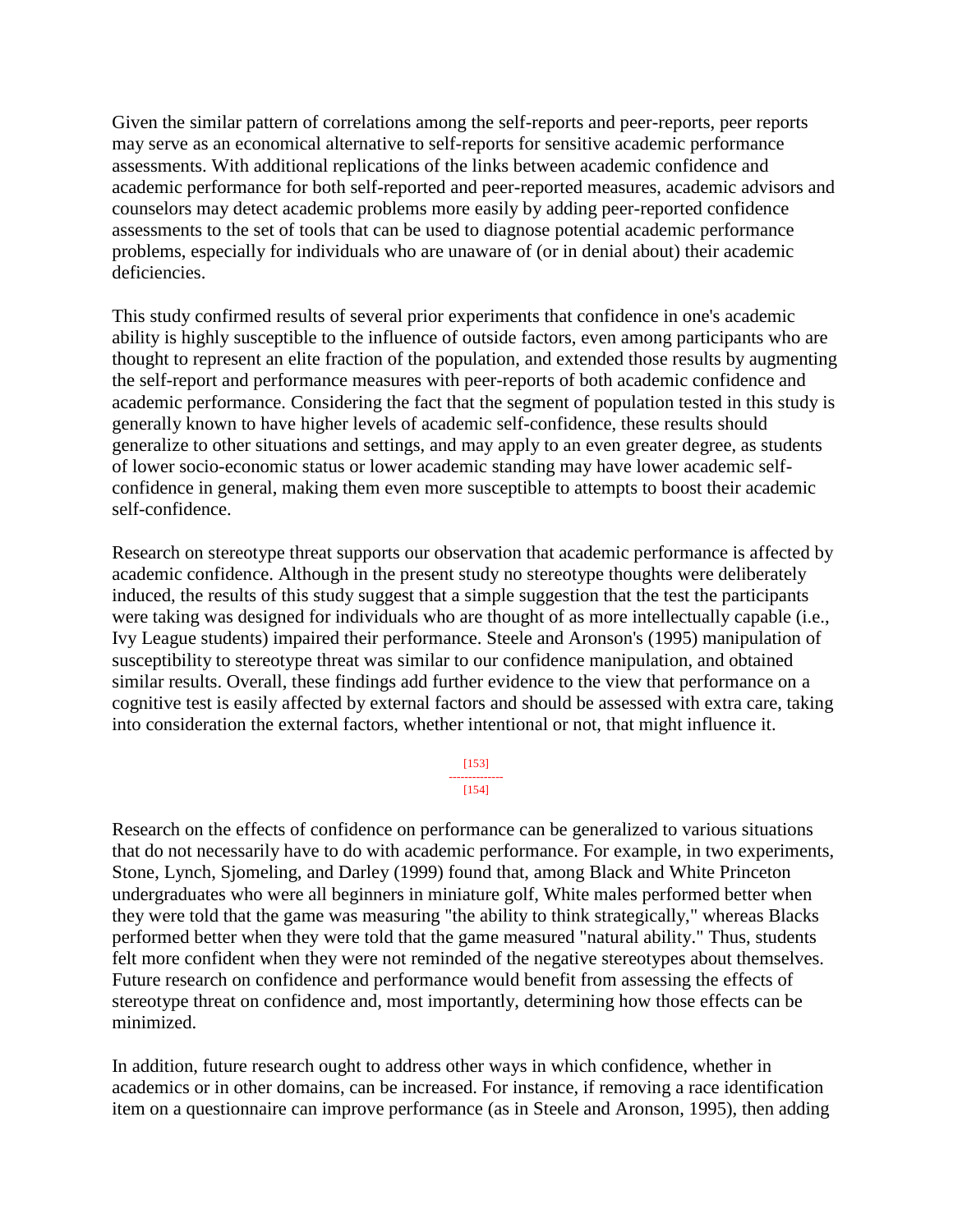Given the similar pattern of correlations among the self-reports and peer-reports, peer reports may serve as an economical alternative to self-reports for sensitive academic performance assessments. With additional replications of the links between academic confidence and academic performance for both self-reported and peer-reported measures, academic advisors and counselors may detect academic problems more easily by adding peer-reported confidence assessments to the set of tools that can be used to diagnose potential academic performance problems, especially for individuals who are unaware of (or in denial about) their academic deficiencies.

This study confirmed results of several prior experiments that confidence in one's academic ability is highly susceptible to the influence of outside factors, even among participants who are thought to represent an elite fraction of the population, and extended those results by augmenting the self-report and performance measures with peer-reports of both academic confidence and academic performance. Considering the fact that the segment of population tested in this study is generally known to have higher levels of academic self-confidence, these results should generalize to other situations and settings, and may apply to an even greater degree, as students of lower socio-economic status or lower academic standing may have lower academic self-confidence in general, making them even more susceptible to attempts to boost their academic self-confidence.

Research on stereotype threat supports our observation that academic performance is affected by academic confidence. Although in the present study no stereotype thoughts were deliberately induced, the results of this study suggest that a simple suggestion that the test the participants were taking was designed for individuals who are thought of as more intellectually capable (i.e., Ivy League students) impaired their performance. Steele and Aronson's (1995) manipulation of susceptibility to stereotype threat was similar to our confidence manipulation, and obtained similar results. Overall, these findings add further evidence to the view that performance on a cognitive test is easily affected by external factors and should be assessed with extra care, taking into consideration the external factors, whether intentional or not, that might influence it.

Research on the effects of confidence on performance can be generalized to various situations that do not necessarily have to do with academic performance. For example, in two experiments, Stone, Lynch, Sjomeling, and Darley (1999) found that, among Black and White Princeton undergraduates who were all beginners in miniature golf, White males performed better when they were told that the game was measuring "the ability to think strategically," whereas Blacks performed better when they were told that the game measured "natural ability." Thus, students felt more confident when they were not reminded of the negative stereotypes about themselves. Future research on confidence and performance would benefit from assessing the effects of stereotype threat on confidence and, most importantly, determining how those effects can be minimized.

In addition, future research ought to address other ways in which confidence, whether in academics or in other domains, can be increased. For instance, if removing a race identification item on a questionnaire can improve performance (as in Steele and Aronson, 1995), then adding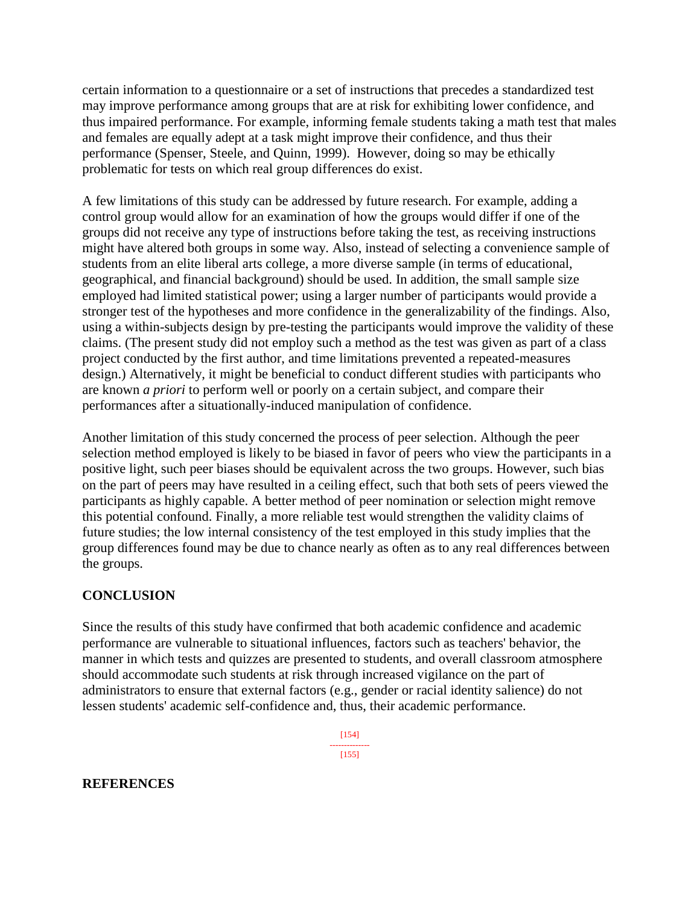certain information to a questionnaire or a set of instructions that precedes a standardized test may improve performance among groups that are at risk for exhibiting lower confidence, and thus impaired performance. For example, informing female students taking a math test that males and females are equally adept at a task might improve their confidence, and thus their performance (Spenser, Steele, and Quinn, 1999). However, doing so may be ethically problematic for tests on which real group differences do exist.

A few limitations of this study can be addressed by future research. For example, adding a control group would allow for an examination of how the groups would differ if one of the groups did not receive any type of instructions before taking the test, as receiving instructions might have altered both groups in some way. Also, instead of selecting a convenience sample of students from an elite liberal arts college, a more diverse sample (in terms of educational, geographical, and financial background) should be used. In addition, the small sample size employed had limited statistical power; using a larger number of participants would provide a stronger test of the hypotheses and more confidence in the generalizability of the findings. Also, using a within-subjects design by pre-testing the participants would improve the validity of these claims. (The present study did not employ such a method as the test was given as part of a class project conducted by the first author, and time limitations prevented a repeated-measures design.) Alternatively, it might be beneficial to conduct different studies with participants who are known *a priori* to perform well or poorly on a certain subject, and compare their performances after a situationally-induced manipulation of confidence.

Another limitation of this study concerned the process of peer selection. Although the peer selection method employed is likely to be biased in favor of peers who view the participants in a positive light, such peer biases should be equivalent across the two groups. However, such bias on the part of peers may have resulted in a ceiling effect, such that both sets of peers viewed the participants as highly capable. A better method of peer nomination or selection might remove this potential confound. Finally, a more reliable test would strengthen the validity claims of future studies; the low internal consistency of the test employed in this study implies that the group differences found may be due to chance nearly as often as to any real differences between the groups.

## CONCLUSION

Since the results of this study have confirmed that both academic confidence and academic performance are vulnerable to situational influences, factors such as teachers' behavior, the manner in which tests and quizzes are presented to students, and overall classroom atmosphere should accommodate such students at risk through increased vigilance on the part of administrators to ensure that external factors (e.g., gender or racial identity salience) do not lessen students' academic self-confidence and, thus, their academic performance.

## REFERENCES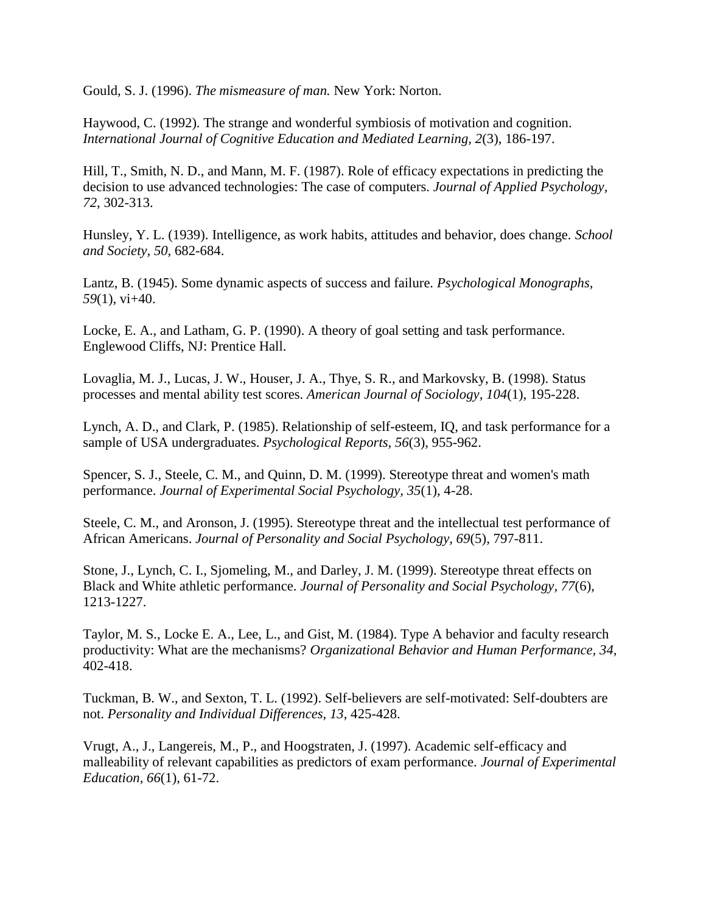Gould, S. J. (1996). *The mismeasure of man.* New York: Norton.

Haywood, C. (1992). The strange and wonderful symbiosis of motivation and cognition. *International Journal of Cognitive Education and Mediated Learning, 2*(3), 186-197.

Hill, T., Smith, N. D., and Mann, M. F. (1987). Role of efficacy expectations in predicting the decision to use advanced technologies: The case of computers. *Journal of Applied Psychology, 72*, 302-313.

Hunsley, Y. L. (1939). Intelligence, as work habits, attitudes and behavior, does change. *School and Society, 50*, 682-684.

Lantz, B. (1945). Some dynamic aspects of success and failure. *Psychological Monographs, 59*(1), vi+40.

Locke, E. A., and Latham, G. P. (1990). A theory of goal setting and task performance. Englewood Cliffs, NJ: Prentice Hall.

Lovaglia, M. J., Lucas, J. W., Houser, J. A., Thye, S. R., and Markovsky, B. (1998). Status processes and mental ability test scores. *American Journal of Sociology, 104*(1), 195-228.

Lynch, A. D., and Clark, P. (1985). Relationship of self-esteem, IQ, and task performance for a sample of USA undergraduates. *Psychological Reports, 56*(3), 955-962.

Spencer, S. J., Steele, C. M., and Quinn, D. M. (1999). Stereotype threat and women's math performance. *Journal of Experimental Social Psychology, 35*(1), 4-28.

Steele, C. M., and Aronson, J. (1995). Stereotype threat and the intellectual test performance of African Americans. *Journal of Personality and Social Psychology, 69*(5), 797-811.

Stone, J., Lynch, C. I., Sjomeling, M., and Darley, J. M. (1999). Stereotype threat effects on Black and White athletic performance. *Journal of Personality and Social Psychology, 77*(6), 1213-1227.

Taylor, M. S., Locke E. A., Lee, L., and Gist, M. (1984). Type A behavior and faculty research productivity: What are the mechanisms? *Organizational Behavior and Human Performance, 34*, 402-418.

Tuckman, B. W., and Sexton, T. L. (1992). Self-believers are self-motivated: Self-doubters are not. *Personality and Individual Differences, 13*, 425-428.

Vrugt, A., J., Langereis, M., P., and Hoogstraten, J. (1997). Academic self-efficacy and malleability of relevant capabilities as predictors of exam performance. *Journal of Experimental Education, 66*(1), 61-72.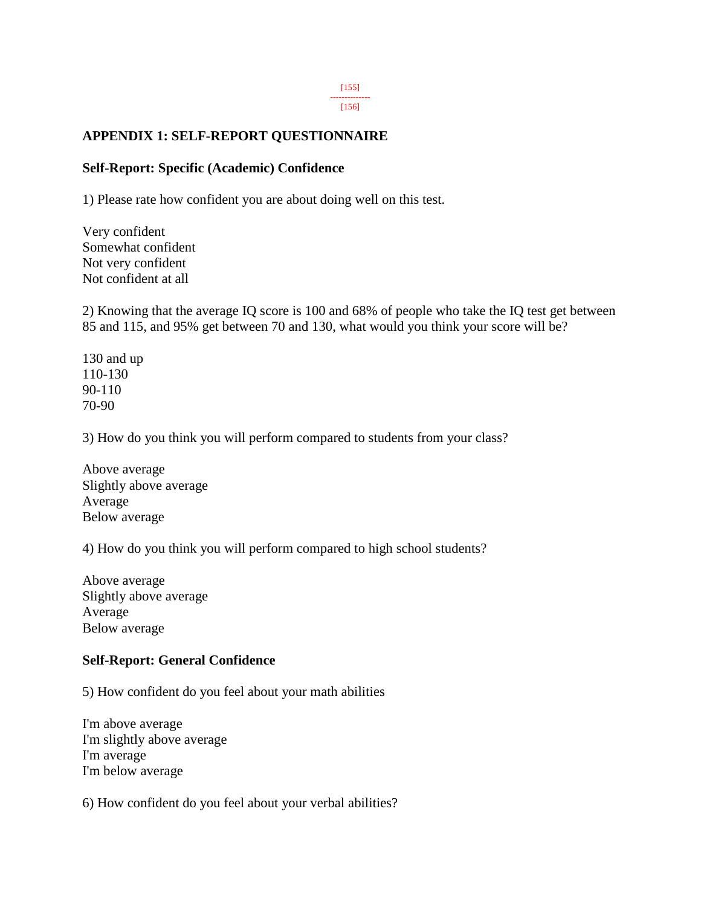## APPENDIX 1: SELF-REPORT QUESTIONNAIRE

### Self-Report: Specific (Academic) Confidence

1) Please rate how confident you are about doing well on this test.

Very confident
Somewhat confident
Not very confident
Not confident at all

2) Knowing that the average IQ score is 100 and 68% of people who take the IQ test get between 85 and 115, and 95% get between 70 and 130, what would you think your score will be?

130 and up
110-130
90-110
70-90

3) How do you think you will perform compared to students from your class?

Above average
Slightly above average
Average
Below average

4) How do you think you will perform compared to high school students?

Above average
Slightly above average
Average
Below average

### Self-Report: General Confidence

5) How confident do you feel about your math abilities

I'm above average
I'm slightly above average
I'm average
I'm below average

6) How confident do you feel about your verbal abilities?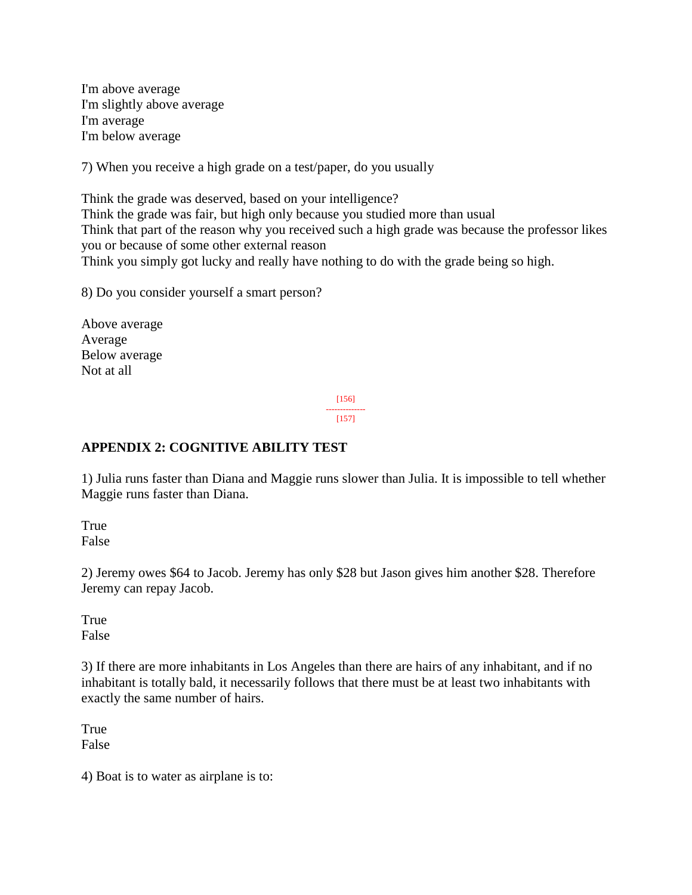I'm above average
I'm slightly above average
I'm average
I'm below average

7) When you receive a high grade on a test/paper, do you usually

Think the grade was deserved, based on your intelligence?
Think the grade was fair, but high only because you studied more than usual
Think that part of the reason why you received such a high grade was because the professor likes you or because of some other external reason
Think you simply got lucky and really have nothing to do with the grade being so high.

8) Do you consider yourself a smart person?

Above average
Average
Below average
Not at all

## APPENDIX 2: COGNITIVE ABILITY TEST

1) Julia runs faster than Diana and Maggie runs slower than Julia. It is impossible to tell whether Maggie runs faster than Diana.

True
False

2) Jeremy owes $64 to Jacob. Jeremy has only $28 but Jason gives him another $28. Therefore Jeremy can repay Jacob.

True
False

3) If there are more inhabitants in Los Angeles than there are hairs of any inhabitant, and if no inhabitant is totally bald, it necessarily follows that there must be at least two inhabitants with exactly the same number of hairs.

True
False

4) Boat is to water as airplane is to: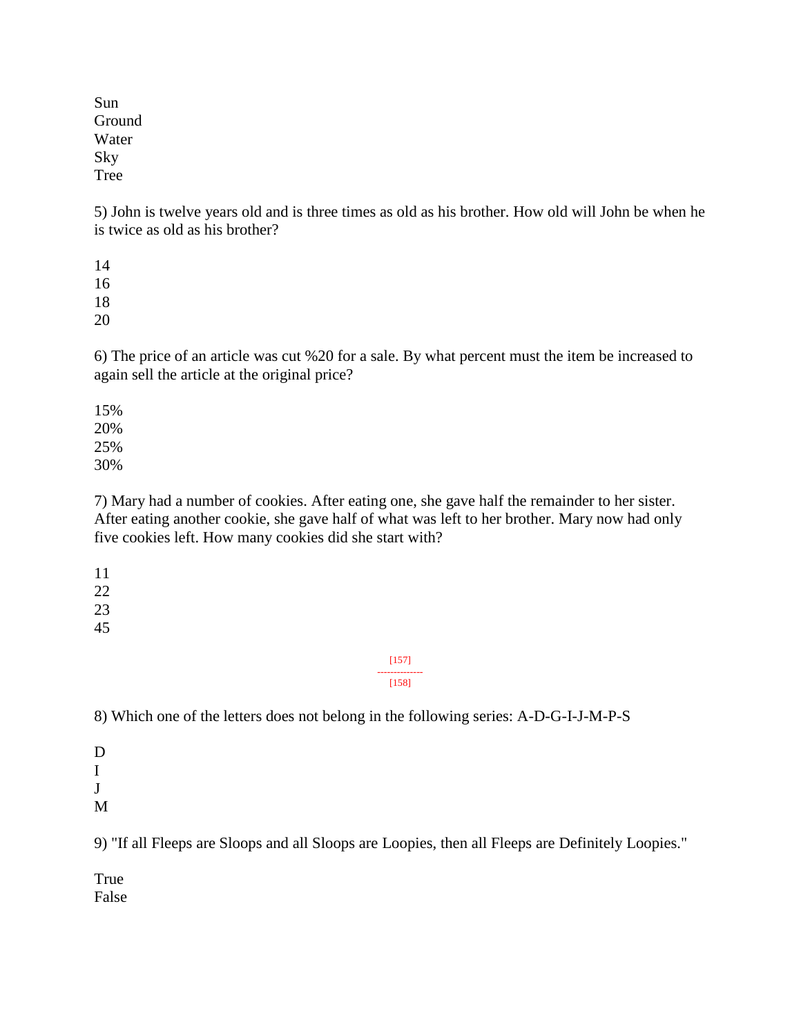Sun
Ground
Water
Sky
Tree

5) John is twelve years old and is three times as old as his brother. How old will John be when he is twice as old as his brother?

14
16
18
20

6) The price of an article was cut %20 for a sale. By what percent must the item be increased to again sell the article at the original price?

15%
20%
25%
30%

7) Mary had a number of cookies. After eating one, she gave half the remainder to her sister. After eating another cookie, she gave half of what was left to her brother. Mary now had only five cookies left. How many cookies did she start with?

11
22
23
45

[157]
--------------
[158]

8) Which one of the letters does not belong in the following series: A-D-G-I-J-M-P-S

D
I
J
M

9) "If all Fleeps are Sloops and all Sloops are Loopies, then all Fleeps are Definitely Loopies."

True
False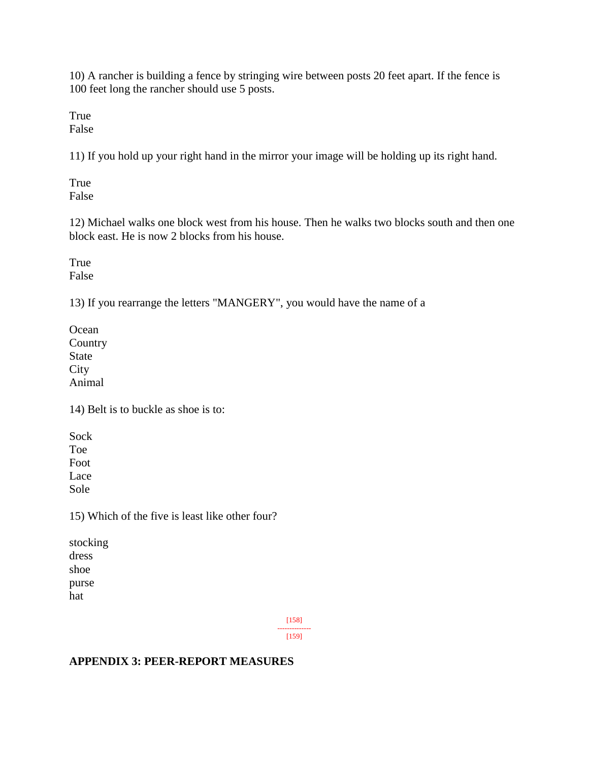10) A rancher is building a fence by stringing wire between posts 20 feet apart. If the fence is 100 feet long the rancher should use 5 posts.

True
False

11) If you hold up your right hand in the mirror your image will be holding up its right hand.

True
False

12) Michael walks one block west from his house. Then he walks two blocks south and then one block east. He is now 2 blocks from his house.

True
False

13) If you rearrange the letters "MANGERY", you would have the name of a

Ocean
Country
State
City
Animal

14) Belt is to buckle as shoe is to:

Sock
Toe
Foot
Lace
Sole

15) Which of the five is least like other four?

stocking
dress
shoe
purse
hat

[158]
--------------
[159]

**APPENDIX 3: PEER-REPORT MEASURES**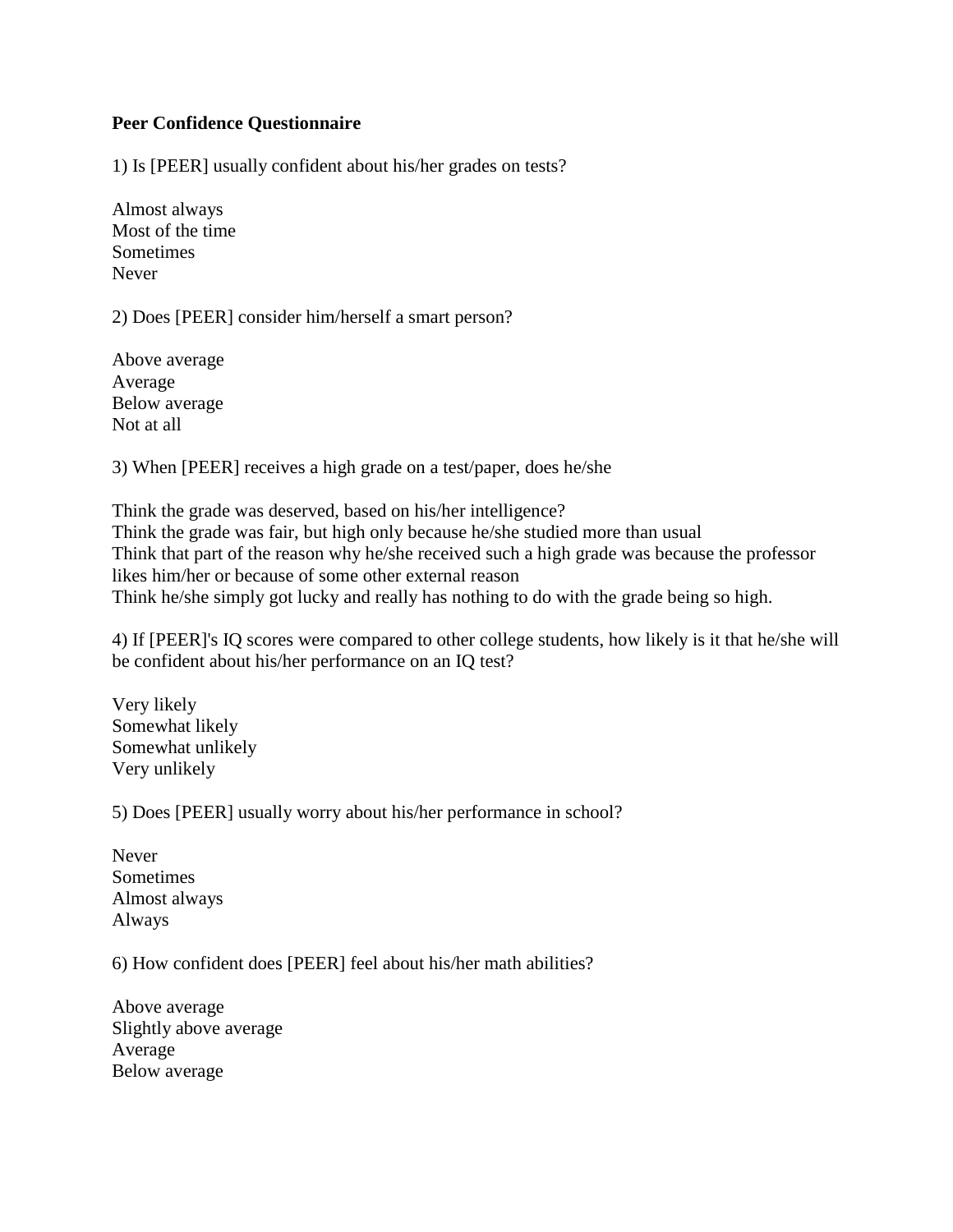**Peer Confidence Questionnaire**

1) Is [PEER] usually confident about his/her grades on tests?

Almost always
Most of the time
Sometimes
Never

2) Does [PEER] consider him/herself a smart person?

Above average
Average
Below average
Not at all

3) When [PEER] receives a high grade on a test/paper, does he/she

Think the grade was deserved, based on his/her intelligence?
Think the grade was fair, but high only because he/she studied more than usual
Think that part of the reason why he/she received such a high grade was because the professor likes him/her or because of some other external reason
Think he/she simply got lucky and really has nothing to do with the grade being so high.

4) If [PEER]'s IQ scores were compared to other college students, how likely is it that he/she will be confident about his/her performance on an IQ test?

Very likely
Somewhat likely
Somewhat unlikely
Very unlikely

5) Does [PEER] usually worry about his/her performance in school?

Never
Sometimes
Almost always
Always

6) How confident does [PEER] feel about his/her math abilities?

Above average
Slightly above average
Average
Below average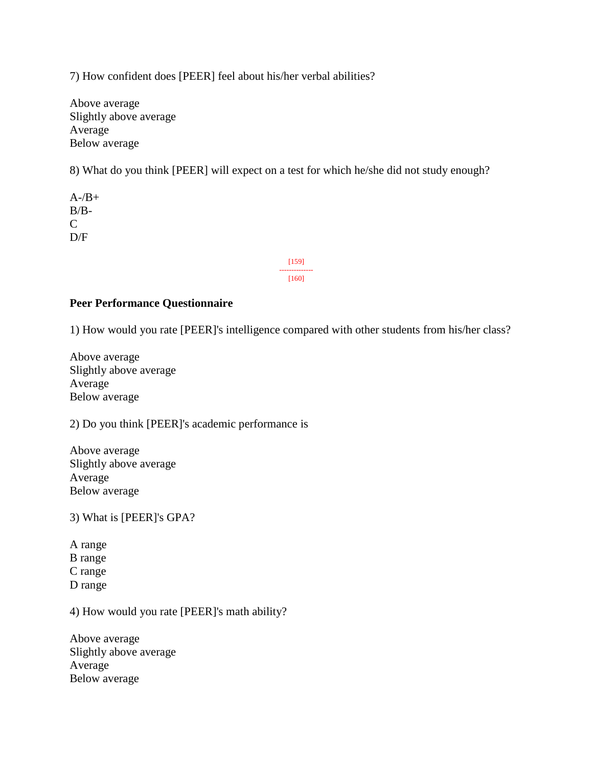7) How confident does [PEER] feel about his/her verbal abilities?

Above average
Slightly above average
Average
Below average

8) What do you think [PEER] will expect on a test for which he/she did not study enough?

A-/B+
B/B-
C
D/F

**Peer Performance Questionnaire**

1) How would you rate [PEER]'s intelligence compared with other students from his/her class?

Above average
Slightly above average
Average
Below average

2) Do you think [PEER]'s academic performance is

Above average
Slightly above average
Average
Below average

3) What is [PEER]'s GPA?

A range
B range
C range
D range

4) How would you rate [PEER]'s math ability?

Above average
Slightly above average
Average
Below average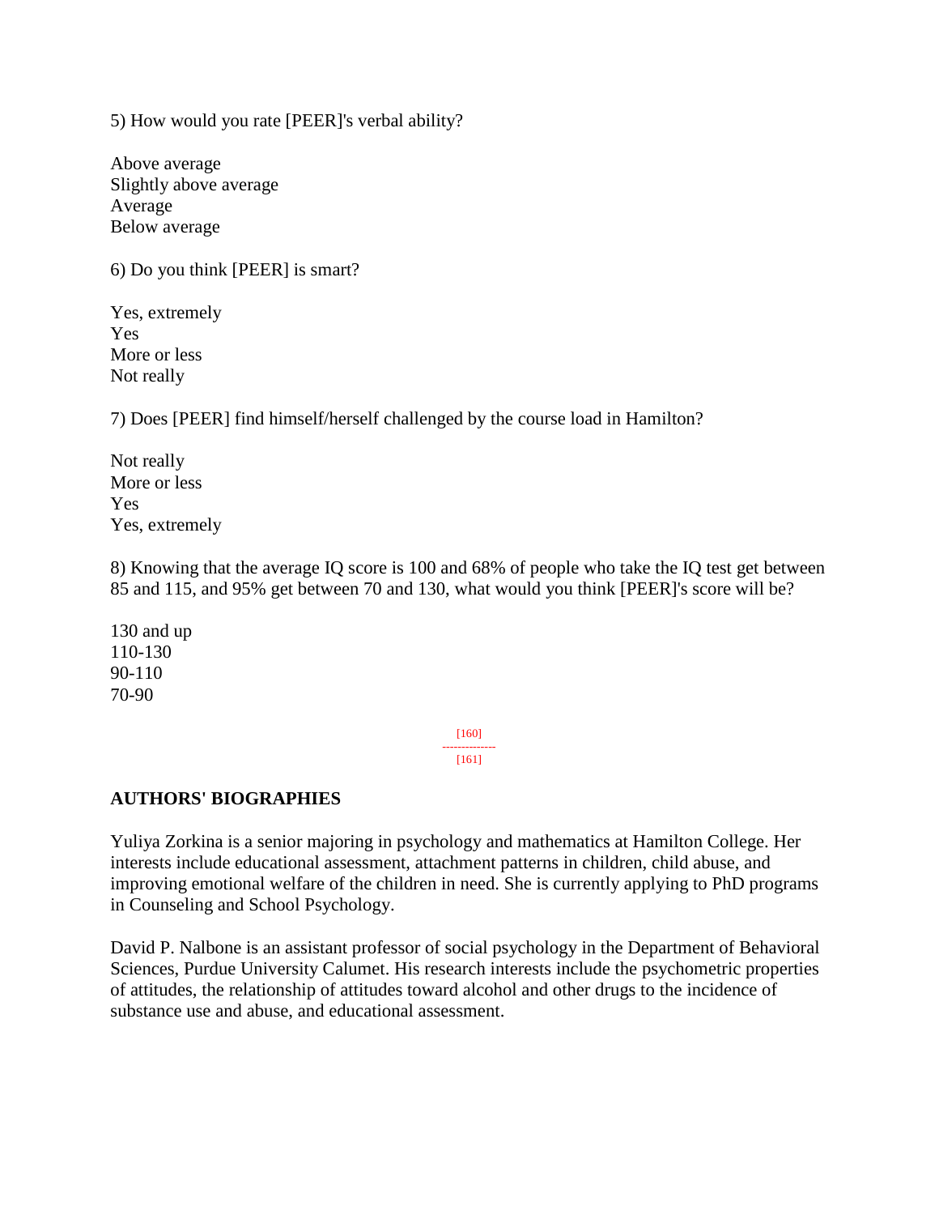5) How would you rate [PEER]'s verbal ability?

Above average
Slightly above average
Average
Below average

6) Do you think [PEER] is smart?

Yes, extremely
Yes
More or less
Not really

7) Does [PEER] find himself/herself challenged by the course load in Hamilton?

Not really
More or less
Yes
Yes, extremely

8) Knowing that the average IQ score is 100 and 68% of people who take the IQ test get between 85 and 115, and 95% get between 70 and 130, what would you think [PEER]'s score will be?

130 and up
110-130
90-110
70-90

## AUTHORS' BIOGRAPHIES

Yuliya Zorkina is a senior majoring in psychology and mathematics at Hamilton College. Her interests include educational assessment, attachment patterns in children, child abuse, and improving emotional welfare of the children in need. She is currently applying to PhD programs in Counseling and School Psychology.

David P. Nalbone is an assistant professor of social psychology in the Department of Behavioral Sciences, Purdue University Calumet. His research interests include the psychometric properties of attitudes, the relationship of attitudes toward alcohol and other drugs to the incidence of substance use and abuse, and educational assessment.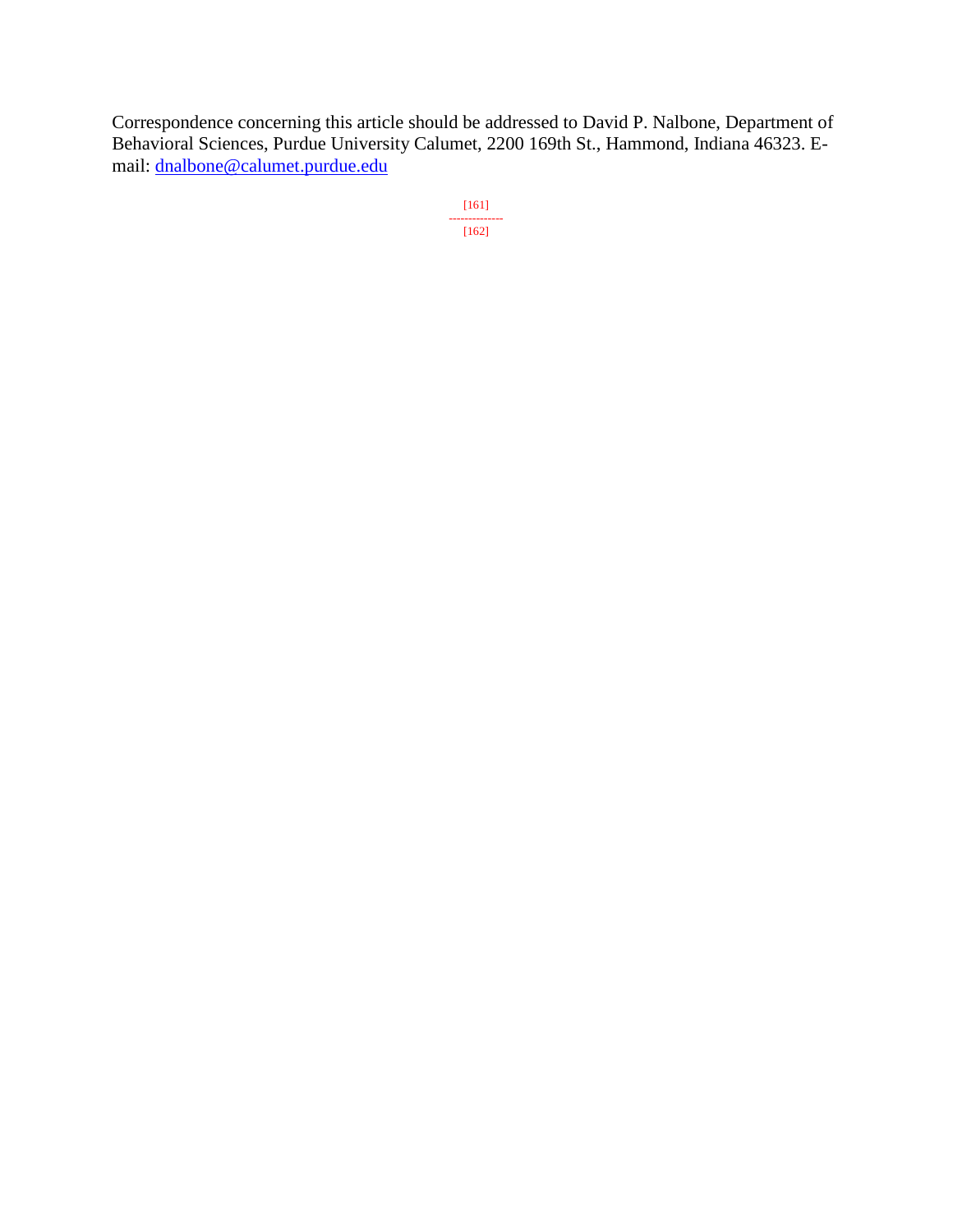Correspondence concerning this article should be addressed to David P. Nalbone, Department of Behavioral Sciences, Purdue University Calumet, 2200 169th St., Hammond, Indiana 46323. E-mail: dnalbone@calumet.purdue.edu